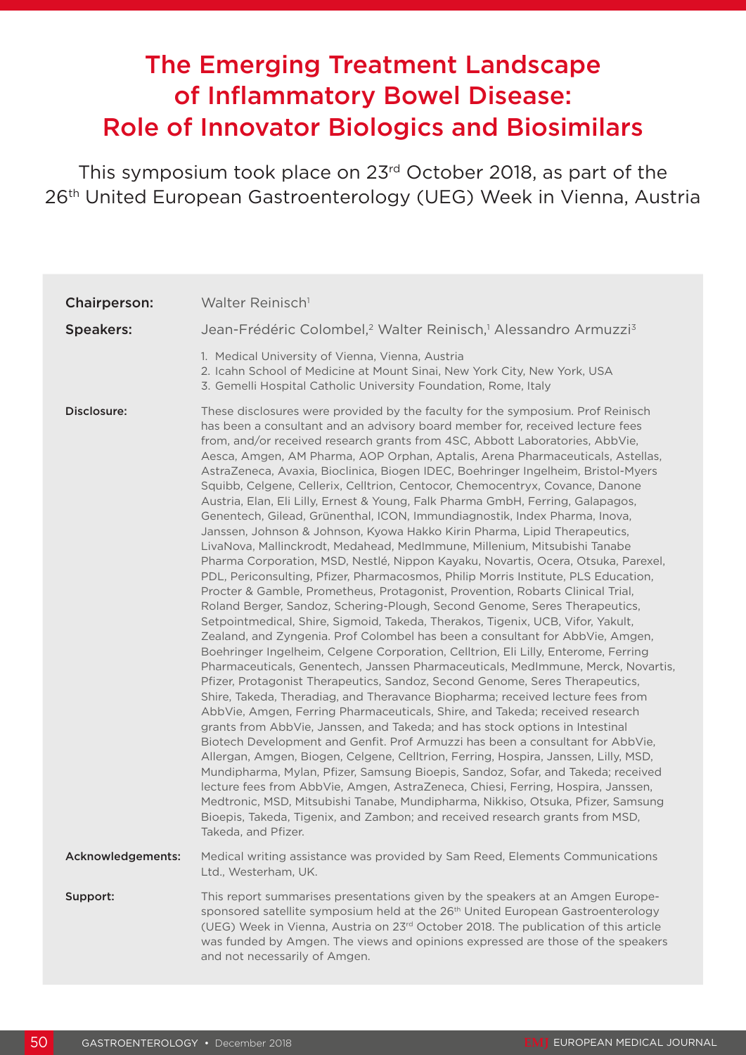# The Emerging Treatment Landscape of Inflammatory Bowel Disease: Role of Innovator Biologics and Biosimilars

This symposium took place on 23rd October 2018, as part of the 26th United European Gastroenterology (UEG) Week in Vienna, Austria

**Chairperson:** Walter Reinisch[1]

**Speakers:** Jean-Frédéric Colombel,[2] Walter Reinisch,[1] Alessandro Armuzzi[3]

1. Medical University of Vienna, Vienna, Austria
2. Icahn School of Medicine at Mount Sinai, New York City, New York, USA
3. Gemelli Hospital Catholic University Foundation, Rome, Italy

**Disclosure:** These disclosures were provided by the faculty for the symposium. Prof Reinisch has been a consultant and an advisory board member for, received lecture fees from, and/or received research grants from 4SC, Abbott Laboratories, AbbVie, Aesca, Amgen, AM Pharma, AOP Orphan, Aptalis, Arena Pharmaceuticals, Astellas, AstraZeneca, Avaxia, Bioclinica, Biogen IDEC, Boehringer Ingelheim, Bristol-Myers Squibb, Celgene, Cellerix, Celltrion, Centocor, Chemocentryx, Covance, Danone Austria, Elan, Eli Lilly, Ernest & Young, Falk Pharma GmbH, Ferring, Galapagos, Genentech, Gilead, Grünenthal, ICON, Immundiagnostik, Index Pharma, Inova, Janssen, Johnson & Johnson, Kyowa Hakko Kirin Pharma, Lipid Therapeutics, LivaNova, Mallinckrodt, Medahead, MedImmune, Millenium, Mitsubishi Tanabe Pharma Corporation, MSD, Nestlé, Nippon Kayaku, Novartis, Ocera, Otsuka, Parexel, PDL, Periconsulting, Pfizer, Pharmacosmos, Philip Morris Institute, PLS Education, Procter & Gamble, Prometheus, Protagonist, Provention, Robarts Clinical Trial, Roland Berger, Sandoz, Schering-Plough, Second Genome, Seres Therapeutics, Setpointmedical, Shire, Sigmoid, Takeda, Therakos, Tigenix, UCB, Vifor, Yakult, Zealand, and Zyngenia. Prof Colombel has been a consultant for AbbVie, Amgen, Boehringer Ingelheim, Celgene Corporation, Celltrion, Eli Lilly, Enterome, Ferring Pharmaceuticals, Genentech, Janssen Pharmaceuticals, MedImmune, Merck, Novartis, Pfizer, Protagonist Therapeutics, Sandoz, Second Genome, Seres Therapeutics, Shire, Takeda, Theradiag, and Theravance Biopharma; received lecture fees from AbbVie, Amgen, Ferring Pharmaceuticals, Shire, and Takeda; received research grants from AbbVie, Janssen, and Takeda; and has stock options in Intestinal Biotech Development and Genfit. Prof Armuzzi has been a consultant for AbbVie, Allergan, Amgen, Biogen, Celgene, Celltrion, Ferring, Hospira, Janssen, Lilly, MSD, Mundipharma, Mylan, Pfizer, Samsung Bioepis, Sandoz, Sofar, and Takeda; received lecture fees from AbbVie, Amgen, AstraZeneca, Chiesi, Ferring, Hospira, Janssen, Medtronic, MSD, Mitsubishi Tanabe, Mundipharma, Nikkiso, Otsuka, Pfizer, Samsung Bioepis, Takeda, Tigenix, and Zambon; and received research grants from MSD, Takeda, and Pfizer.

**Acknowledgements:** Medical writing assistance was provided by Sam Reed, Elements Communications Ltd., Westerham, UK.

**Support:** This report summarises presentations given by the speakers at an Amgen Europe-sponsored satellite symposium held at the 26th United European Gastroenterology (UEG) Week in Vienna, Austria on 23rd October 2018. The publication of this article was funded by Amgen. The views and opinions expressed are those of the speakers and not necessarily of Amgen.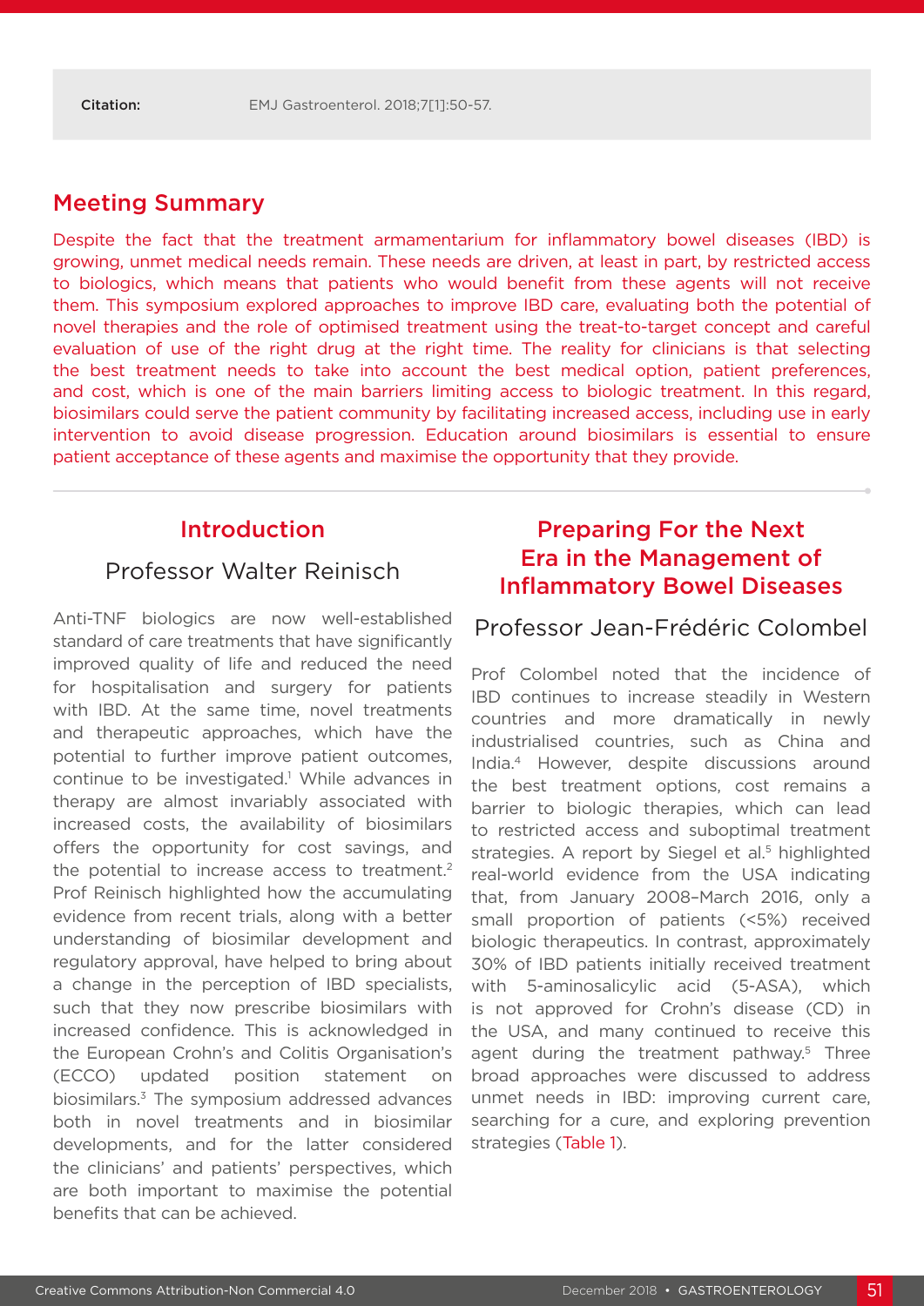**Citation:** EMJ Gastroenterol. 2018;7[1]:50-57.

## Meeting Summary

Despite the fact that the treatment armamentarium for inflammatory bowel diseases (IBD) is growing, unmet medical needs remain. These needs are driven, at least in part, by restricted access to biologics, which means that patients who would benefit from these agents will not receive them. This symposium explored approaches to improve IBD care, evaluating both the potential of novel therapies and the role of optimised treatment using the treat-to-target concept and careful evaluation of use of the right drug at the right time. The reality for clinicians is that selecting the best treatment needs to take into account the best medical option, patient preferences, and cost, which is one of the main barriers limiting access to biologic treatment. In this regard, biosimilars could serve the patient community by facilitating increased access, including use in early intervention to avoid disease progression. Education around biosimilars is essential to ensure patient acceptance of these agents and maximise the opportunity that they provide.

## Introduction

### Professor Walter Reinisch

Anti-TNF biologics are now well-established standard of care treatments that have significantly improved quality of life and reduced the need for hospitalisation and surgery for patients with IBD. At the same time, novel treatments and therapeutic approaches, which have the potential to further improve patient outcomes, continue to be investigated.[1] While advances in therapy are almost invariably associated with increased costs, the availability of biosimilars offers the opportunity for cost savings, and the potential to increase access to treatment.[2] Prof Reinisch highlighted how the accumulating evidence from recent trials, along with a better understanding of biosimilar development and regulatory approval, have helped to bring about a change in the perception of IBD specialists, such that they now prescribe biosimilars with increased confidence. This is acknowledged in the European Crohn's and Colitis Organisation's (ECCO) updated position statement on biosimilars.[3] The symposium addressed advances both in novel treatments and in biosimilar developments, and for the latter considered the clinicians' and patients' perspectives, which are both important to maximise the potential benefits that can be achieved.

## Preparing For the Next Era in the Management of Inflammatory Bowel Diseases

### Professor Jean-Frédéric Colombel

Prof Colombel noted that the incidence of IBD continues to increase steadily in Western countries and more dramatically in newly industrialised countries, such as China and India.[4] However, despite discussions around the best treatment options, cost remains a barrier to biologic therapies, which can lead to restricted access and suboptimal treatment strategies. A report by Siegel et al.[5] highlighted real-world evidence from the USA indicating that, from January 2008–March 2016, only a small proportion of patients (<5%) received biologic therapeutics. In contrast, approximately 30% of IBD patients initially received treatment with 5-aminosalicylic acid (5-ASA), which is not approved for Crohn's disease (CD) in the USA, and many continued to receive this agent during the treatment pathway.[5] Three broad approaches were discussed to address unmet needs in IBD: improving current care, searching for a cure, and exploring prevention strategies (Table 1).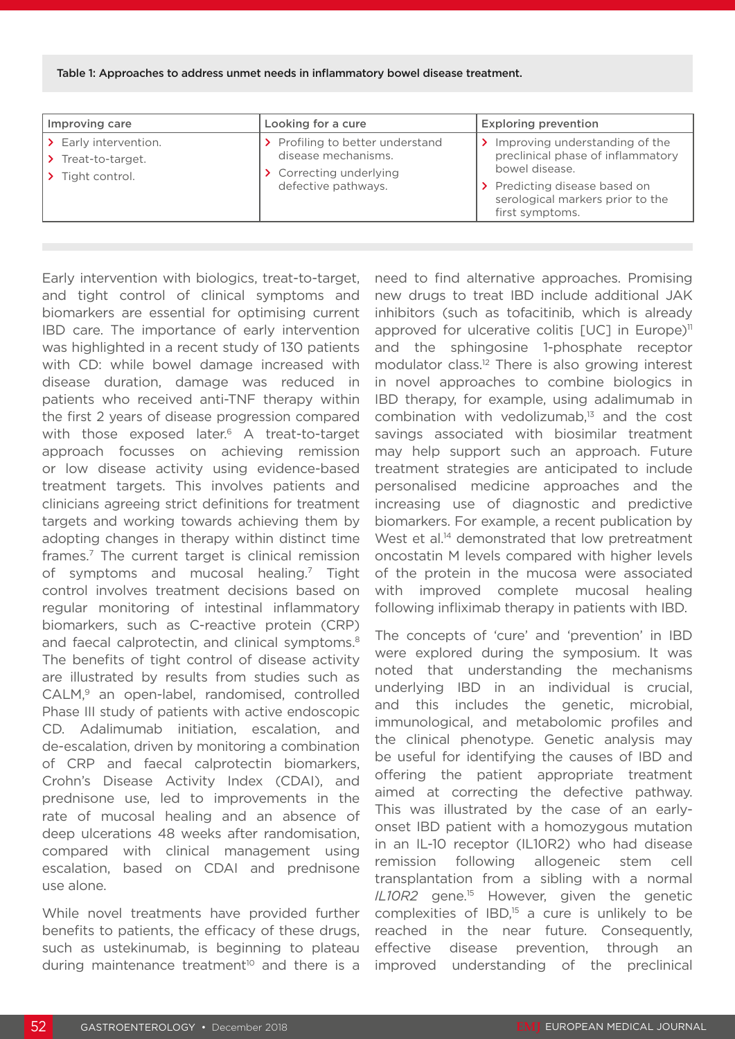Table 1: Approaches to address unmet needs in inflammatory bowel disease treatment.

| Improving care | Looking for a cure | Exploring prevention |
| --- | --- | --- |
| Early intervention.<br>Treat-to-target.<br>Tight control. | Profiling to better understand disease mechanisms.<br>Correcting underlying defective pathways. | Improving understanding of the preclinical phase of inflammatory bowel disease.<br>Predicting disease based on serological markers prior to the first symptoms. |

Early intervention with biologics, treat-to-target, and tight control of clinical symptoms and biomarkers are essential for optimising current IBD care. The importance of early intervention was highlighted in a recent study of 130 patients with CD: while bowel damage increased with disease duration, damage was reduced in patients who received anti-TNF therapy within the first 2 years of disease progression compared with those exposed later.[6] A treat-to-target approach focusses on achieving remission or low disease activity using evidence-based treatment targets. This involves patients and clinicians agreeing strict definitions for treatment targets and working towards achieving them by adopting changes in therapy within distinct time frames.[7] The current target is clinical remission of symptoms and mucosal healing.[7] Tight control involves treatment decisions based on regular monitoring of intestinal inflammatory biomarkers, such as C-reactive protein (CRP) and faecal calprotectin, and clinical symptoms.[8] The benefits of tight control of disease activity are illustrated by results from studies such as CALM,[9] an open-label, randomised, controlled Phase III study of patients with active endoscopic CD. Adalimumab initiation, escalation, and de-escalation, driven by monitoring a combination of CRP and faecal calprotectin biomarkers, Crohn's Disease Activity Index (CDAI), and prednisone use, led to improvements in the rate of mucosal healing and an absence of deep ulcerations 48 weeks after randomisation, compared with clinical management using escalation, based on CDAI and prednisone use alone.

While novel treatments have provided further benefits to patients, the efficacy of these drugs, such as ustekinumab, is beginning to plateau during maintenance treatment[10] and there is a need to find alternative approaches. Promising new drugs to treat IBD include additional JAK inhibitors (such as tofacitinib, which is already approved for ulcerative colitis [UC] in Europe)[11] and the sphingosine 1-phosphate receptor modulator class.[12] There is also growing interest in novel approaches to combine biologics in IBD therapy, for example, using adalimumab in combination with vedolizumab,[13] and the cost savings associated with biosimilar treatment may help support such an approach. Future treatment strategies are anticipated to include personalised medicine approaches and the increasing use of diagnostic and predictive biomarkers. For example, a recent publication by West et al.[14] demonstrated that low pretreatment oncostatin M levels compared with higher levels of the protein in the mucosa were associated with improved complete mucosal healing following infliximab therapy in patients with IBD.

The concepts of 'cure' and 'prevention' in IBD were explored during the symposium. It was noted that understanding the mechanisms underlying IBD in an individual is crucial, and this includes the genetic, microbial, immunological, and metabolomic profiles and the clinical phenotype. Genetic analysis may be useful for identifying the causes of IBD and offering the patient appropriate treatment aimed at correcting the defective pathway. This was illustrated by the case of an early-onset IBD patient with a homozygous mutation in an IL-10 receptor (IL10R2) who had disease remission following allogeneic stem cell transplantation from a sibling with a normal *IL10R2* gene.[15] However, given the genetic complexities of IBD,[15] a cure is unlikely to be reached in the near future. Consequently, effective disease prevention, through an improved understanding of the preclinical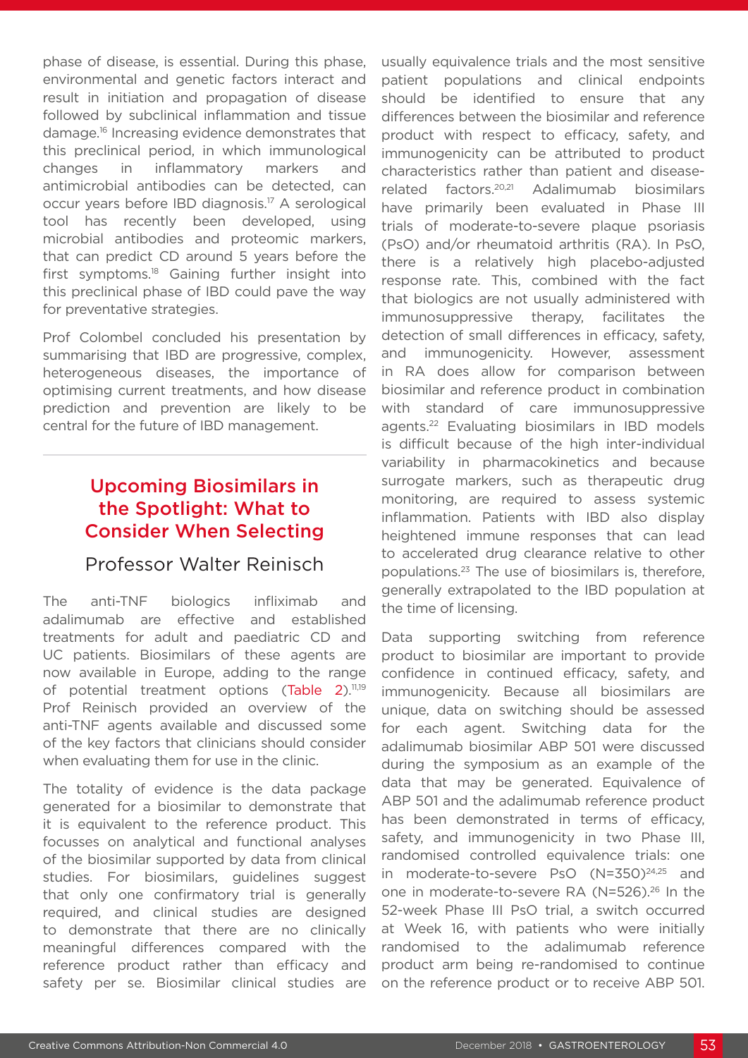phase of disease, is essential. During this phase, environmental and genetic factors interact and result in initiation and propagation of disease followed by subclinical inflammation and tissue damage.[16] Increasing evidence demonstrates that this preclinical period, in which immunological changes in inflammatory markers and antimicrobial antibodies can be detected, can occur years before IBD diagnosis.[17] A serological tool has recently been developed, using microbial antibodies and proteomic markers, that can predict CD around 5 years before the first symptoms.[18] Gaining further insight into this preclinical phase of IBD could pave the way for preventative strategies.

Prof Colombel concluded his presentation by summarising that IBD are progressive, complex, heterogeneous diseases, the importance of optimising current treatments, and how disease prediction and prevention are likely to be central for the future of IBD management.

## Upcoming Biosimilars in the Spotlight: What to Consider When Selecting

### Professor Walter Reinisch

The anti-TNF biologics infliximab and adalimumab are effective and established treatments for adult and paediatric CD and UC patients. Biosimilars of these agents are now available in Europe, adding to the range of potential treatment options (Table 2).[11,19] Prof Reinisch provided an overview of the anti-TNF agents available and discussed some of the key factors that clinicians should consider when evaluating them for use in the clinic.

The totality of evidence is the data package generated for a biosimilar to demonstrate that it is equivalent to the reference product. This focusses on analytical and functional analyses of the biosimilar supported by data from clinical studies. For biosimilars, guidelines suggest that only one confirmatory trial is generally required, and clinical studies are designed to demonstrate that there are no clinically meaningful differences compared with the reference product rather than efficacy and safety per se. Biosimilar clinical studies are usually equivalence trials and the most sensitive patient populations and clinical endpoints should be identified to ensure that any differences between the biosimilar and reference product with respect to efficacy, safety, and immunogenicity can be attributed to product characteristics rather than patient and disease-related factors.[20,21] Adalimumab biosimilars have primarily been evaluated in Phase III trials of moderate-to-severe plaque psoriasis (PsO) and/or rheumatoid arthritis (RA). In PsO, there is a relatively high placebo-adjusted response rate. This, combined with the fact that biologics are not usually administered with immunosuppressive therapy, facilitates the detection of small differences in efficacy, safety, and immunogenicity. However, assessment in RA does allow for comparison between biosimilar and reference product in combination with standard of care immunosuppressive agents.[22] Evaluating biosimilars in IBD models is difficult because of the high inter-individual variability in pharmacokinetics and because surrogate markers, such as therapeutic drug monitoring, are required to assess systemic inflammation. Patients with IBD also display heightened immune responses that can lead to accelerated drug clearance relative to other populations.[23] The use of biosimilars is, therefore, generally extrapolated to the IBD population at the time of licensing.

Data supporting switching from reference product to biosimilar are important to provide confidence in continued efficacy, safety, and immunogenicity. Because all biosimilars are unique, data on switching should be assessed for each agent. Switching data for the adalimumab biosimilar ABP 501 were discussed during the symposium as an example of the data that may be generated. Equivalence of ABP 501 and the adalimumab reference product has been demonstrated in terms of efficacy, safety, and immunogenicity in two Phase III, randomised controlled equivalence trials: one in moderate-to-severe PsO (N=350)[24,25] and one in moderate-to-severe RA (N=526).[26] In the 52-week Phase III PsO trial, a switch occurred at Week 16, with patients who were initially randomised to the adalimumab reference product arm being re-randomised to continue on the reference product or to receive ABP 501.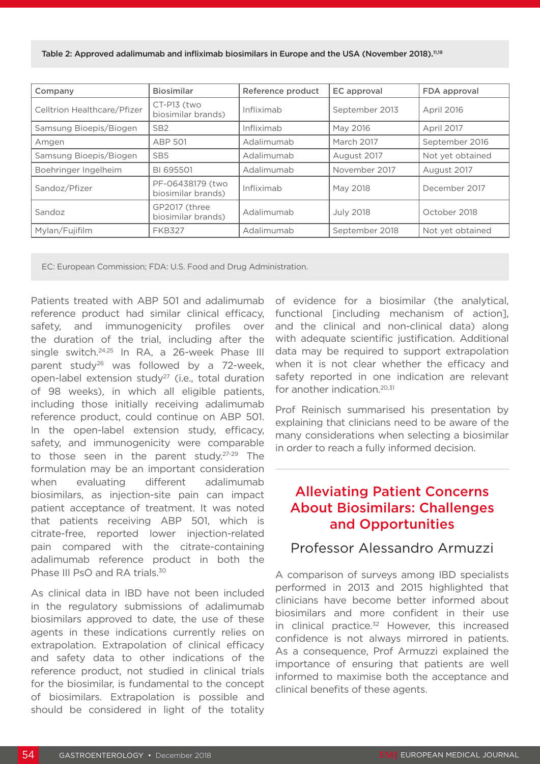Table 2: Approved adalimumab and infliximab biosimilars in Europe and the USA (November 2018).[11,19]

| Company | Biosimilar | Reference product | EC approval | FDA approval |
|---|---|---|---|---|
| Celltrion Healthcare/Pfizer | CT-P13 (two biosimilar brands) | Infliximab | September 2013 | April 2016 |
| Samsung Bioepis/Biogen | SB2 | Infliximab | May 2016 | April 2017 |
| Amgen | ABP 501 | Adalimumab | March 2017 | September 2016 |
| Samsung Bioepis/Biogen | SB5 | Adalimumab | August 2017 | Not yet obtained |
| Boehringer Ingelheim | BI 695501 | Adalimumab | November 2017 | August 2017 |
| Sandoz/Pfizer | PF-06438179 (two biosimilar brands) | Infliximab | May 2018 | December 2017 |
| Sandoz | GP2017 (three biosimilar brands) | Adalimumab | July 2018 | October 2018 |
| Mylan/Fujifilm | FKB327 | Adalimumab | September 2018 | Not yet obtained |

EC: European Commission; FDA: U.S. Food and Drug Administration.

Patients treated with ABP 501 and adalimumab reference product had similar clinical efficacy, safety, and immunogenicity profiles over the duration of the trial, including after the single switch.[24,25] In RA, a 26-week Phase III parent study[26] was followed by a 72-week, open-label extension study[27] (i.e., total duration of 98 weeks), in which all eligible patients, including those initially receiving adalimumab reference product, could continue on ABP 501. In the open-label extension study, efficacy, safety, and immunogenicity were comparable to those seen in the parent study.[27-29] The formulation may be an important consideration when evaluating different adalimumab biosimilars, as injection-site pain can impact patient acceptance of treatment. It was noted that patients receiving ABP 501, which is citrate-free, reported lower injection-related pain compared with the citrate-containing adalimumab reference product in both the Phase III PsO and RA trials.[30]

As clinical data in IBD have not been included in the regulatory submissions of adalimumab biosimilars approved to date, the use of these agents in these indications currently relies on extrapolation. Extrapolation of clinical efficacy and safety data to other indications of the reference product, not studied in clinical trials for the biosimilar, is fundamental to the concept of biosimilars. Extrapolation is possible and should be considered in light of the totality of evidence for a biosimilar (the analytical, functional [including mechanism of action], and the clinical and non-clinical data) along with adequate scientific justification. Additional data may be required to support extrapolation when it is not clear whether the efficacy and safety reported in one indication are relevant for another indication.[20,31]

Prof Reinisch summarised his presentation by explaining that clinicians need to be aware of the many considerations when selecting a biosimilar in order to reach a fully informed decision.

## Alleviating Patient Concerns About Biosimilars: Challenges and Opportunities

### Professor Alessandro Armuzzi

A comparison of surveys among IBD specialists performed in 2013 and 2015 highlighted that clinicians have become better informed about biosimilars and more confident in their use in clinical practice.[32] However, this increased confidence is not always mirrored in patients. As a consequence, Prof Armuzzi explained the importance of ensuring that patients are well informed to maximise both the acceptance and clinical benefits of these agents.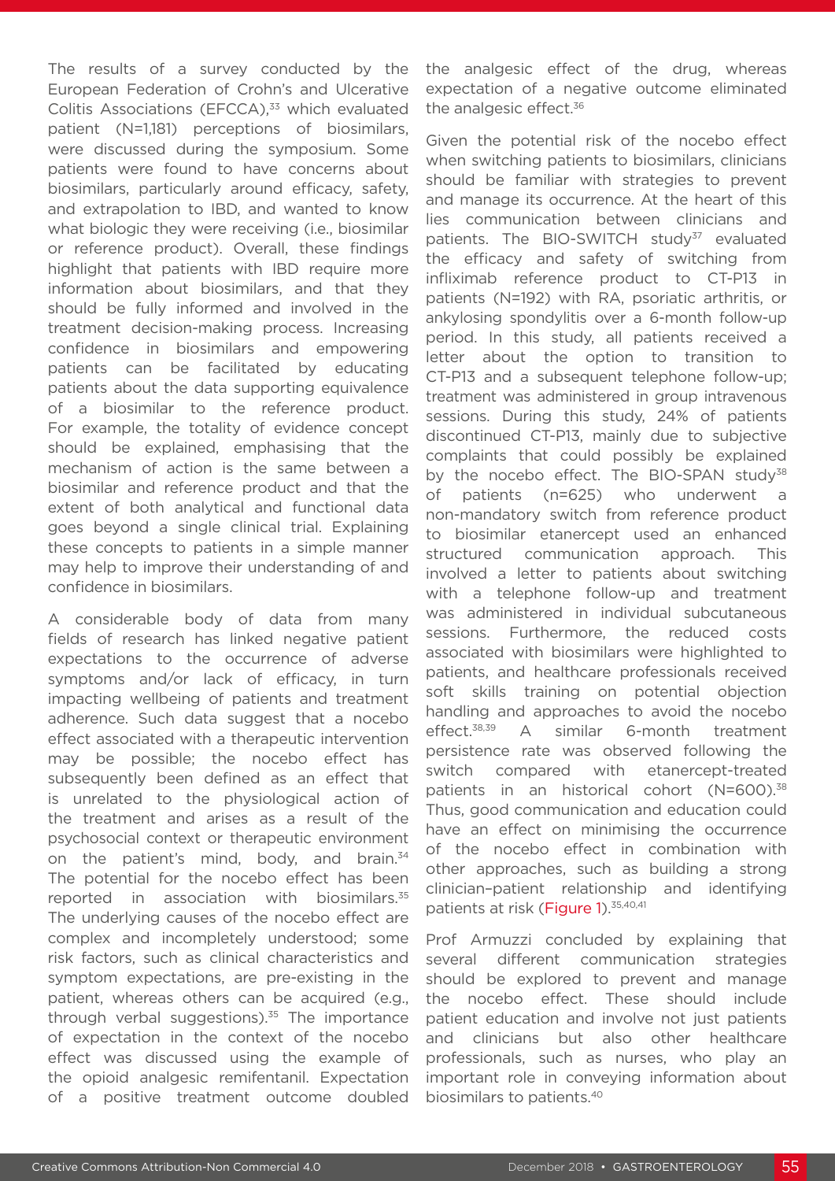The results of a survey conducted by the European Federation of Crohn's and Ulcerative Colitis Associations (EFCCA),[33] which evaluated patient (N=1,181) perceptions of biosimilars, were discussed during the symposium. Some patients were found to have concerns about biosimilars, particularly around efficacy, safety, and extrapolation to IBD, and wanted to know what biologic they were receiving (i.e., biosimilar or reference product). Overall, these findings highlight that patients with IBD require more information about biosimilars, and that they should be fully informed and involved in the treatment decision-making process. Increasing confidence in biosimilars and empowering patients can be facilitated by educating patients about the data supporting equivalence of a biosimilar to the reference product. For example, the totality of evidence concept should be explained, emphasising that the mechanism of action is the same between a biosimilar and reference product and that the extent of both analytical and functional data goes beyond a single clinical trial. Explaining these concepts to patients in a simple manner may help to improve their understanding of and confidence in biosimilars.

A considerable body of data from many fields of research has linked negative patient expectations to the occurrence of adverse symptoms and/or lack of efficacy, in turn impacting wellbeing of patients and treatment adherence. Such data suggest that a nocebo effect associated with a therapeutic intervention may be possible; the nocebo effect has subsequently been defined as an effect that is unrelated to the physiological action of the treatment and arises as a result of the psychosocial context or therapeutic environment on the patient's mind, body, and brain.[34] The potential for the nocebo effect has been reported in association with biosimilars.[35] The underlying causes of the nocebo effect are complex and incompletely understood; some risk factors, such as clinical characteristics and symptom expectations, are pre-existing in the patient, whereas others can be acquired (e.g., through verbal suggestions).[35] The importance of expectation in the context of the nocebo effect was discussed using the example of the opioid analgesic remifentanil. Expectation of a positive treatment outcome doubled the analgesic effect of the drug, whereas expectation of a negative outcome eliminated the analgesic effect.[36]

Given the potential risk of the nocebo effect when switching patients to biosimilars, clinicians should be familiar with strategies to prevent and manage its occurrence. At the heart of this lies communication between clinicians and patients. The BIO-SWITCH study[37] evaluated the efficacy and safety of switching from infliximab reference product to CT-P13 in patients (N=192) with RA, psoriatic arthritis, or ankylosing spondylitis over a 6-month follow-up period. In this study, all patients received a letter about the option to transition to CT-P13 and a subsequent telephone follow-up; treatment was administered in group intravenous sessions. During this study, 24% of patients discontinued CT-P13, mainly due to subjective complaints that could possibly be explained by the nocebo effect. The BIO-SPAN study[38] of patients (n=625) who underwent a non-mandatory switch from reference product to biosimilar etanercept used an enhanced structured communication approach. This involved a letter to patients about switching with a telephone follow-up and treatment was administered in individual subcutaneous sessions. Furthermore, the reduced costs associated with biosimilars were highlighted to patients, and healthcare professionals received soft skills training on potential objection handling and approaches to avoid the nocebo effect.[38,39] A similar 6-month treatment persistence rate was observed following the switch compared with etanercept-treated patients in an historical cohort (N=600).[38] Thus, good communication and education could have an effect on minimising the occurrence of the nocebo effect in combination with other approaches, such as building a strong clinician–patient relationship and identifying patients at risk (Figure 1).[35,40,41]

Prof Armuzzi concluded by explaining that several different communication strategies should be explored to prevent and manage the nocebo effect. These should include patient education and involve not just patients and clinicians but also other healthcare professionals, such as nurses, who play an important role in conveying information about biosimilars to patients.[40]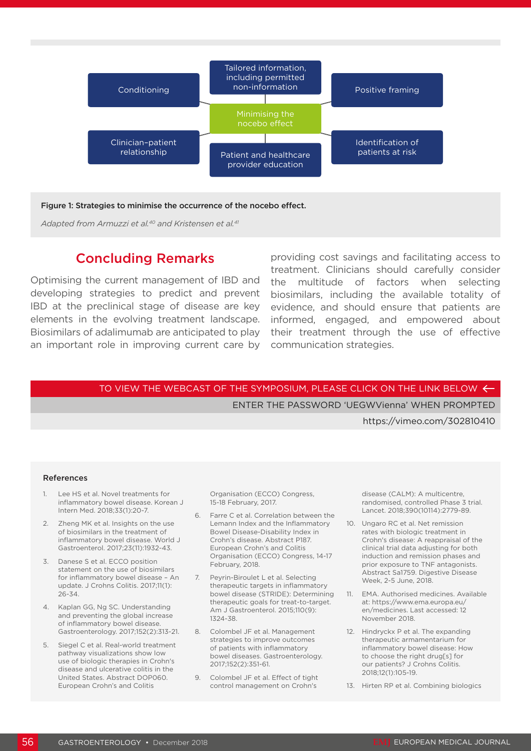Tailored information, including permitted non-information

Conditioning

Positive framing

Minimising the nocebo effect

Clinician–patient relationship

Identification of patients at risk

Patient and healthcare provider education

**Figure 1: Strategies to minimise the occurrence of the nocebo effect.**

*Adapted from Armuzzi et al.[40] and Kristensen et al.[41]*

## Concluding Remarks

Optimising the current management of IBD and developing strategies to predict and prevent IBD at the preclinical stage of disease are key elements in the evolving treatment landscape. Biosimilars of adalimumab are anticipated to play an important role in improving current care by providing cost savings and facilitating access to treatment. Clinicians should carefully consider the multitude of factors when selecting biosimilars, including the available totality of evidence, and should ensure that patients are informed, engaged, and empowered about their treatment through the use of effective communication strategies.

TO VIEW THE WEBCAST OF THE SYMPOSIUM, PLEASE CLICK ON THE LINK BELOW ←

ENTER THE PASSWORD 'UEGWVienna' WHEN PROMPTED

https://vimeo.com/302810410

### References

1. Lee HS et al. Novel treatments for inflammatory bowel disease. Korean J Intern Med. 2018;33(1):20-7.
2. Zheng MK et al. Insights on the use of biosimilars in the treatment of inflammatory bowel disease. World J Gastroenterol. 2017;23(11):1932-43.
3. Danese S et al. ECCO position statement on the use of biosimilars for inflammatory bowel disease – An update. J Crohns Colitis. 2017;11(1):26-34.
4. Kaplan GG, Ng SC. Understanding and preventing the global increase of inflammatory bowel disease. Gastroenterology. 2017;152(2):313-21.
5. Siegel C et al. Real-world treatment pathway visualizations show low use of biologic therapies in Crohn's disease and ulcerative colitis in the United States. Abstract DOP060. European Crohn's and Colitis Organisation (ECCO) Congress, 15-18 February, 2017.
6. Farre C et al. Correlation between the Lemann Index and the Inflammatory Bowel Disease-Disability Index in Crohn's disease. Abstract P187. European Crohn's and Colitis Organisation (ECCO) Congress, 14-17 February, 2018.
7. Peyrin-Biroulet L et al. Selecting therapeutic targets in inflammatory bowel disease (STRIDE): Determining therapeutic goals for treat-to-target. Am J Gastroenterol. 2015;110(9):1324-38.
8. Colombel JF et al. Management strategies to improve outcomes of patients with inflammatory bowel diseases. Gastroenterology. 2017;152(2):351-61.
9. Colombel JF et al. Effect of tight control management on Crohn's disease (CALM): A multicentre, randomised, controlled Phase 3 trial. Lancet. 2018;390(10114):2779-89.
10. Ungaro RC et al. Net remission rates with biologic treatment in Crohn's disease: A reappraisal of the clinical trial data adjusting for both induction and remission phases and prior exposure to TNF antagonists. Abstract Sa1759. Digestive Disease Week, 2-5 June, 2018.
11. EMA. Authorised medicines. Available at: https://www.ema.europa.eu/en/medicines. Last accessed: 12 November 2018.
12. Hindryckx P et al. The expanding therapeutic armamentarium for inflammatory bowel disease: How to choose the right drug[s] for our patients? J Crohns Colitis. 2018;12(1):105-19.
13. Hirten RP et al. Combining biologics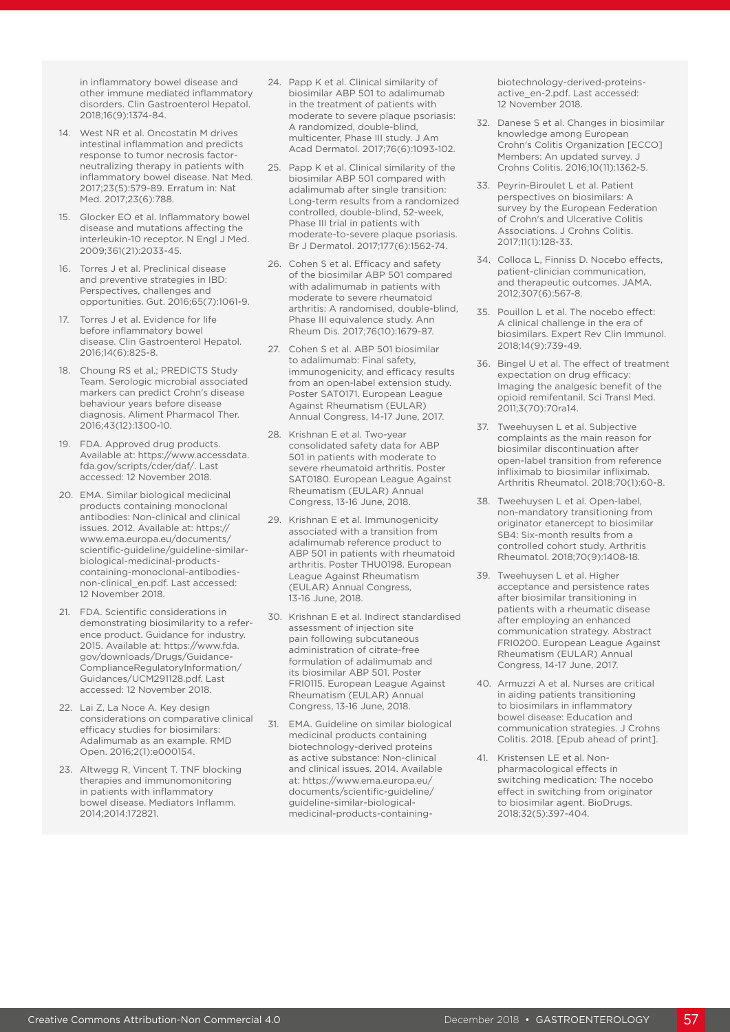in inflammatory bowel disease and other immune mediated inflammatory disorders. Clin Gastroenterol Hepatol. 2018;16(9):1374-84.

14. West NR et al. Oncostatin M drives intestinal inflammation and predicts response to tumor necrosis factor-neutralizing therapy in patients with inflammatory bowel disease. Nat Med. 2017;23(5):579-89. Erratum in: Nat Med. 2017;23(6):788.
15. Glocker EO et al. Inflammatory bowel disease and mutations affecting the interleukin-10 receptor. N Engl J Med. 2009;361(21):2033-45.
16. Torres J et al. Preclinical disease and preventive strategies in IBD: Perspectives, challenges and opportunities. Gut. 2016;65(7):1061-9.
17. Torres J et al. Evidence for life before inflammatory bowel disease. Clin Gastroenterol Hepatol. 2016;14(6):825-8.
18. Choung RS et al.; PREDICTS Study Team. Serologic microbial associated markers can predict Crohn's disease behaviour years before disease diagnosis. Aliment Pharmacol Ther. 2016;43(12):1300-10.
19. FDA. Approved drug products. Available at: https://www.accessdata.fda.gov/scripts/cder/daf/. Last accessed: 12 November 2018.
20. EMA. Similar biological medicinal products containing monoclonal antibodies: Non-clinical and clinical issues. 2012. Available at: https://www.ema.europa.eu/documents/scientific-guideline/guideline-similar-biological-medicinal-products-containing-monoclonal-antibodies-non-clinical_en.pdf. Last accessed: 12 November 2018.
21. FDA. Scientific considerations in demonstrating biosimilarity to a reference product. Guidance for industry. 2015. Available at: https://www.fda.gov/downloads/Drugs/Guidance-ComplianceRegulatoryInformation/Guidances/UCM291128.pdf. Last accessed: 12 November 2018.
22. Lai Z, La Noce A. Key design considerations on comparative clinical efficacy studies for biosimilars: Adalimumab as an example. RMD Open. 2016;2(1):e000154.
23. Altwegg R, Vincent T. TNF blocking therapies and immunomonitoring in patients with inflammatory bowel disease. Mediators Inflamm. 2014;2014:172821.
24. Papp K et al. Clinical similarity of biosimilar ABP 501 to adalimumab in the treatment of patients with moderate to severe plaque psoriasis: A randomized, double-blind, multicenter, Phase III study. J Am Acad Dermatol. 2017;76(6):1093-102.
25. Papp K et al. Clinical similarity of the biosimilar ABP 501 compared with adalimumab after single transition: Long-term results from a randomized controlled, double-blind, 52-week, Phase III trial in patients with moderate-to-severe plaque psoriasis. Br J Dermatol. 2017;177(6):1562-74.
26. Cohen S et al. Efficacy and safety of the biosimilar ABP 501 compared with adalimumab in patients with moderate to severe rheumatoid arthritis: A randomised, double-blind, Phase III equivalence study. Ann Rheum Dis. 2017;76(10):1679-87.
27. Cohen S et al. ABP 501 biosimilar to adalimumab: Final safety, immunogenicity, and efficacy results from an open-label extension study. Poster SAT0171. European League Against Rheumatism (EULAR) Annual Congress, 14-17 June, 2017.
28. Krishnan E et al. Two-year consolidated safety data for ABP 501 in patients with moderate to severe rheumatoid arthritis. Poster SAT0180. European League Against Rheumatism (EULAR) Annual Congress, 13-16 June, 2018.
29. Krishnan E et al. Immunogenicity associated with a transition from adalimumab reference product to ABP 501 in patients with rheumatoid arthritis. Poster THU0198. European League Against Rheumatism (EULAR) Annual Congress, 13-16 June, 2018.
30. Krishnan E et al. Indirect standardised assessment of injection site pain following subcutaneous administration of citrate-free formulation of adalimumab and its biosimilar ABP 501. Poster FRI0115. European League Against Rheumatism (EULAR) Annual Congress, 13-16 June, 2018.
31. EMA. Guideline on similar biological medicinal products containing biotechnology-derived proteins as active substance: Non-clinical and clinical issues. 2014. Available at: https://www.ema.europa.eu/documents/scientific-guideline/guideline-similar-biological-medicinal-products-containing-biotechnology-derived-proteins-active_en-2.pdf. Last accessed: 12 November 2018.
32. Danese S et al. Changes in biosimilar knowledge among European Crohn's Colitis Organization [ECCO] Members: An updated survey. J Crohns Colitis. 2016;10(11):1362-5.
33. Peyrin-Biroulet L et al. Patient perspectives on biosimilars: A survey by the European Federation of Crohn's and Ulcerative Colitis Associations. J Crohns Colitis. 2017;11(1):128-33.
34. Colloca L, Finniss D. Nocebo effects, patient-clinician communication, and therapeutic outcomes. JAMA. 2012;307(6):567-8.
35. Pouillon L et al. The nocebo effect: A clinical challenge in the era of biosimilars. Expert Rev Clin Immunol. 2018;14(9):739-49.
36. Bingel U et al. The effect of treatment expectation on drug efficacy: Imaging the analgesic benefit of the opioid remifentanil. Sci Transl Med. 2011;3(70):70ra14.
37. Tweehuysen L et al. Subjective complaints as the main reason for biosimilar discontinuation after open-label transition from reference infliximab to biosimilar infliximab. Arthritis Rheumatol. 2018;70(1):60-8.
38. Tweehuysen L et al. Open-label, non-mandatory transitioning from originator etanercept to biosimilar SB4: Six-month results from a controlled cohort study. Arthritis Rheumatol. 2018;70(9):1408-18.
39. Tweehuysen L et al. Higher acceptance and persistence rates after biosimilar transitioning in patients with a rheumatic disease after employing an enhanced communication strategy. Abstract FRI0200. European League Against Rheumatism (EULAR) Annual Congress, 14-17 June, 2017.
40. Armuzzi A et al. Nurses are critical in aiding patients transitioning to biosimilars in inflammatory bowel disease: Education and communication strategies. J Crohns Colitis. 2018. [Epub ahead of print].
41. Kristensen LE et al. Non-pharmacological effects in switching medication: The nocebo effect in switching from originator to biosimilar agent. BioDrugs. 2018;32(5):397-404.